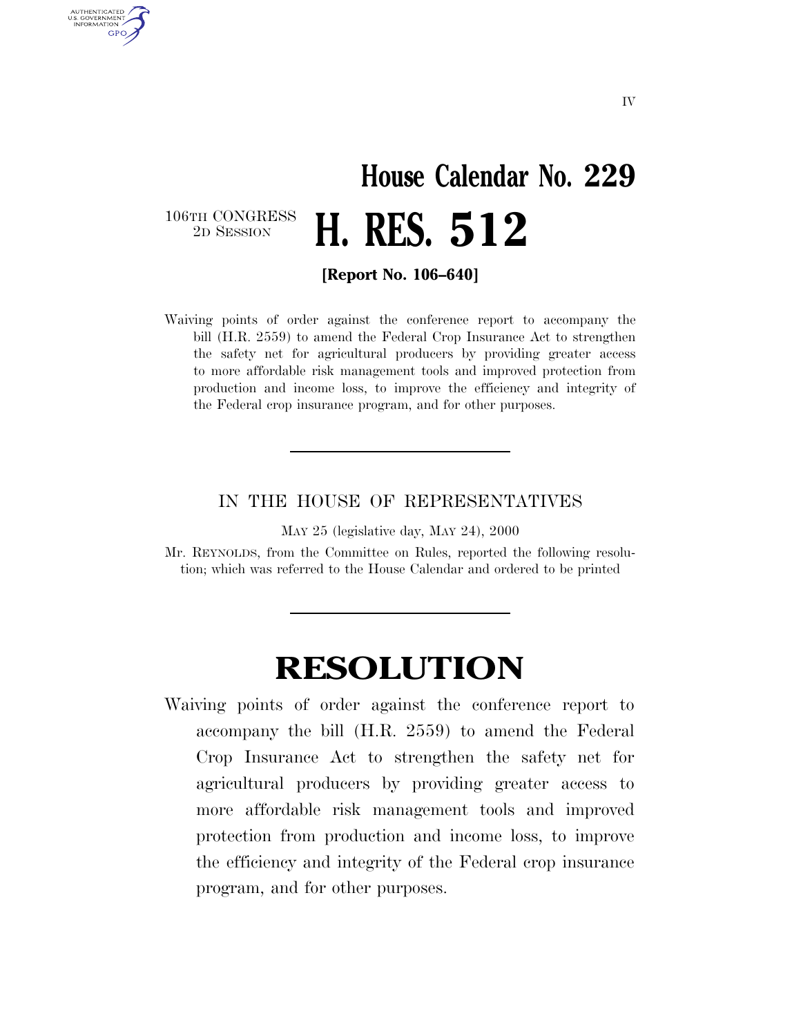IV

# House Calendar No. 229

106TH CONGRESS
2D SESSION

# H. RES. 512

**[Report No. 106–640]**

Waiving points of order against the conference report to accompany the bill (H.R. 2559) to amend the Federal Crop Insurance Act to strengthen the safety net for agricultural producers by providing greater access to more affordable risk management tools and improved protection from production and income loss, to improve the efficiency and integrity of the Federal crop insurance program, and for other purposes.

---

IN THE HOUSE OF REPRESENTATIVES

MAY 25 (legislative day, MAY 24), 2000

Mr. REYNOLDS, from the Committee on Rules, reported the following resolution; which was referred to the House Calendar and ordered to be printed

---

# RESOLUTION

Waiving points of order against the conference report to accompany the bill (H.R. 2559) to amend the Federal Crop Insurance Act to strengthen the safety net for agricultural producers by providing greater access to more affordable risk management tools and improved protection from production and income loss, to improve the efficiency and integrity of the Federal crop insurance program, and for other purposes.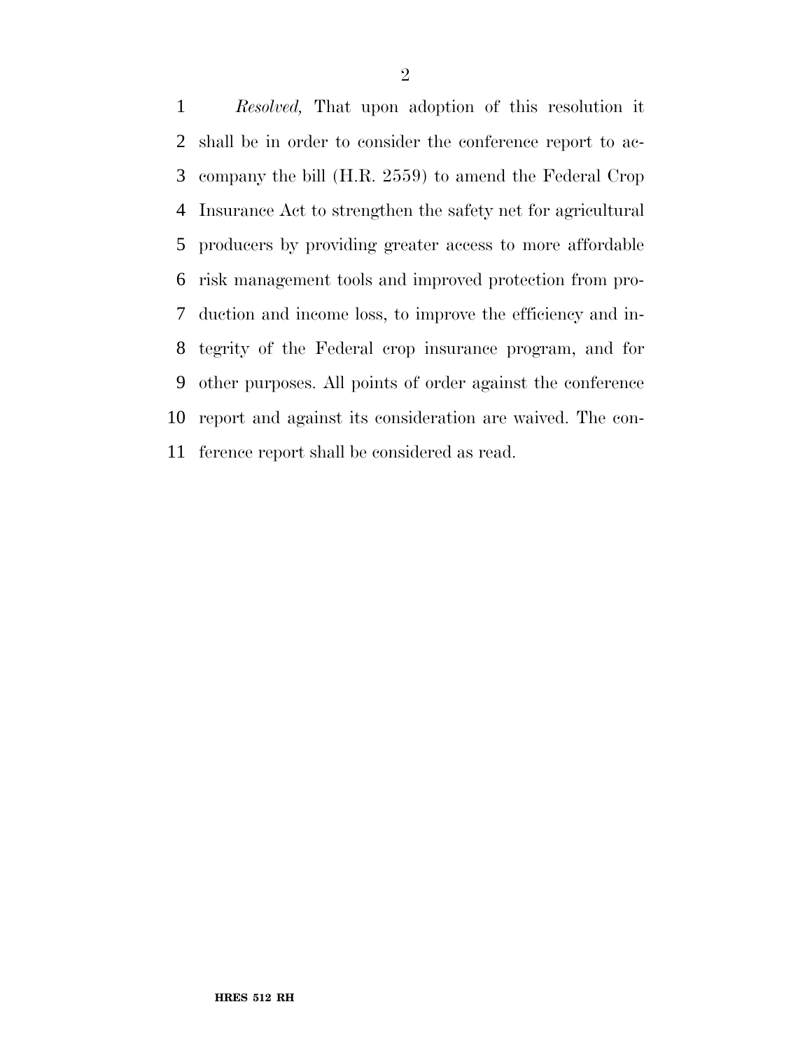*Resolved,* That upon adoption of this resolution it shall be in order to consider the conference report to accompany the bill (H.R. 2559) to amend the Federal Crop Insurance Act to strengthen the safety net for agricultural producers by providing greater access to more affordable risk management tools and improved protection from production and income loss, to improve the efficiency and integrity of the Federal crop insurance program, and for other purposes. All points of order against the conference report and against its consideration are waived. The conference report shall be considered as read.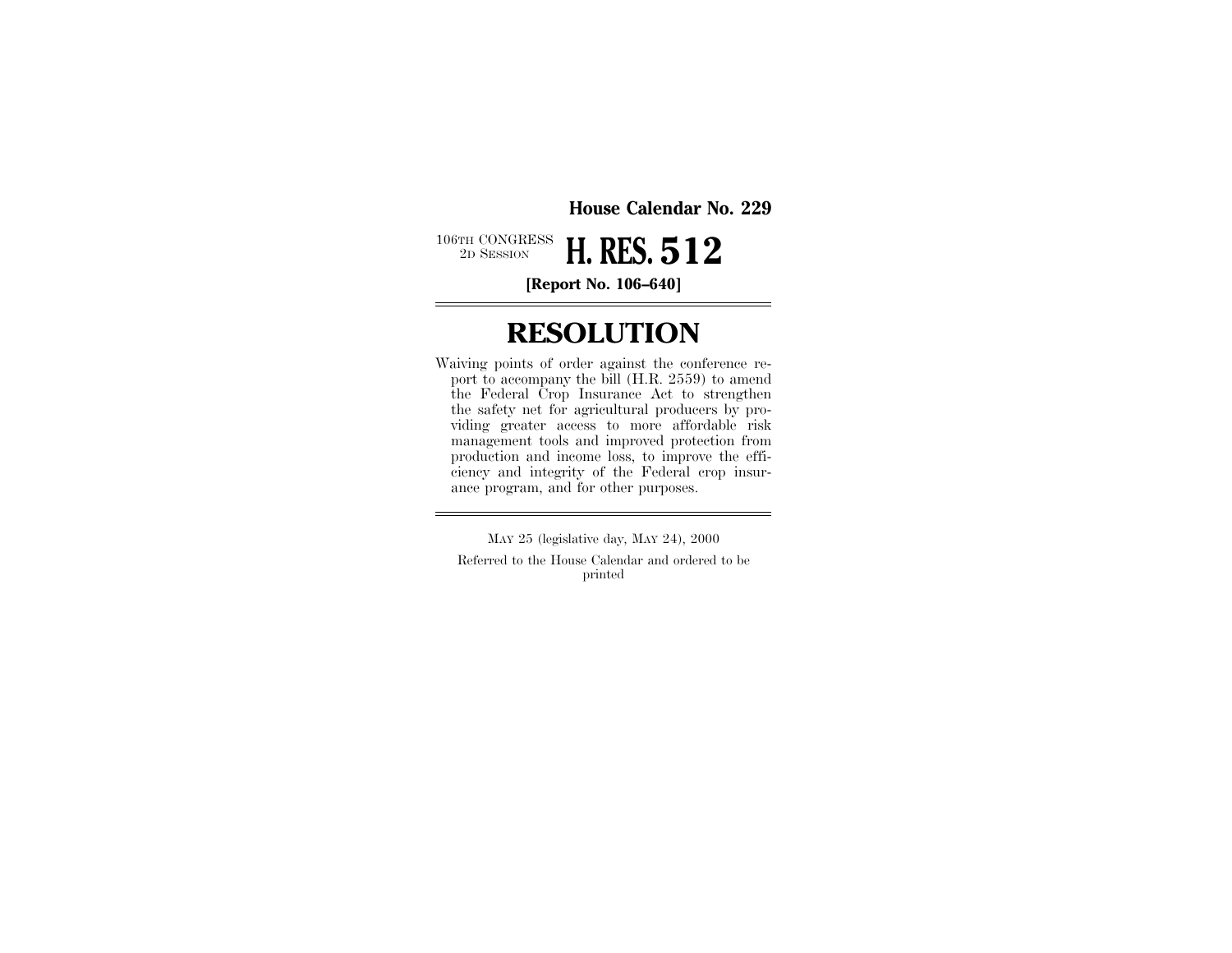**House Calendar No. 229**

106TH CONGRESS
2D SESSION

# H. RES. 512

**[Report No. 106–640]**

# RESOLUTION

Waiving points of order against the conference report to accompany the bill (H.R. 2559) to amend the Federal Crop Insurance Act to strengthen the safety net for agricultural producers by providing greater access to more affordable risk management tools and improved protection from production and income loss, to improve the efficiency and integrity of the Federal crop insurance program, and for other purposes.

MAY 25 (legislative day, MAY 24), 2000

Referred to the House Calendar and ordered to be printed